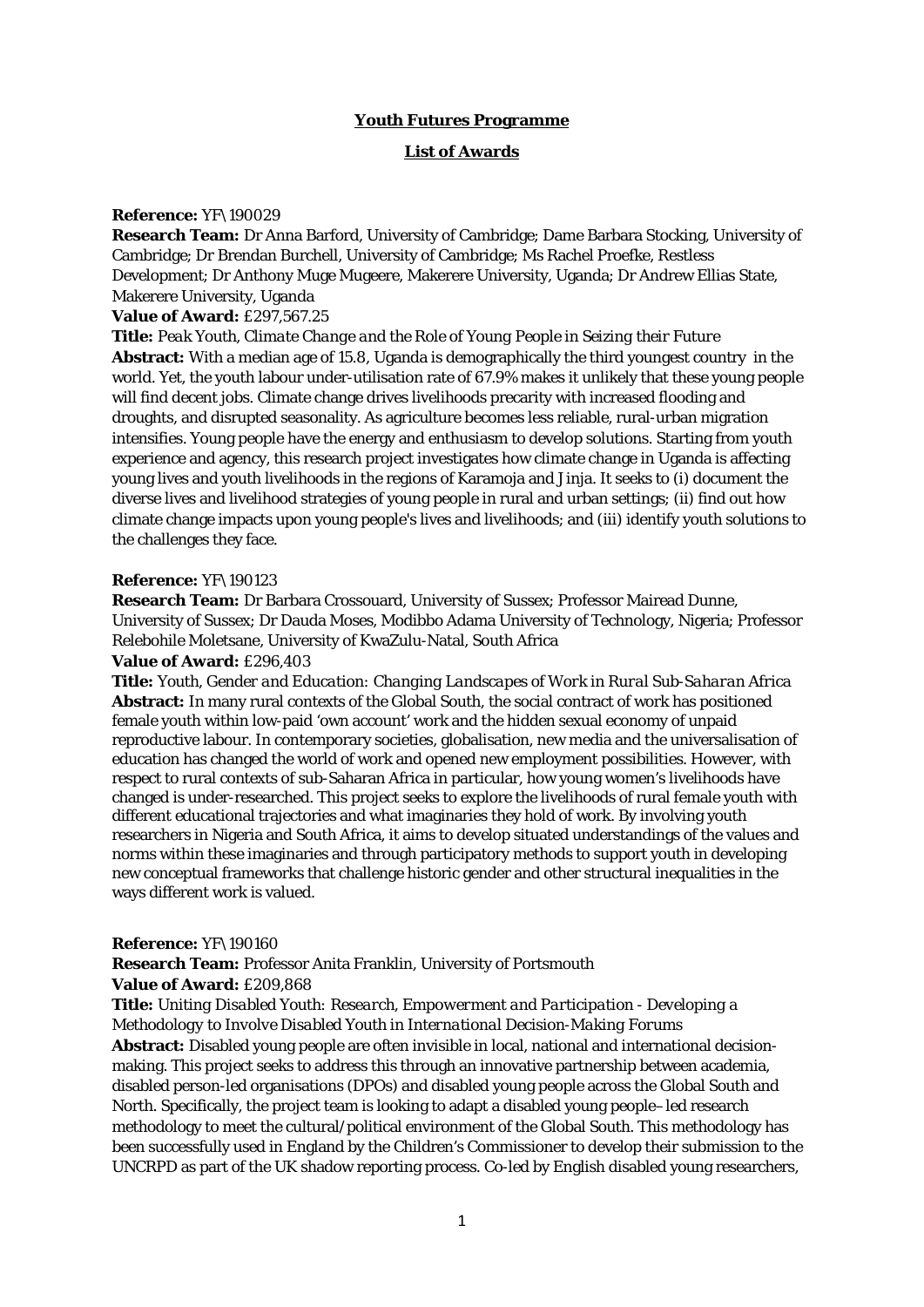# Youth Futures Programme

## List of Awards

**Reference:** YF\190029

**Research Team:** Dr Anna Barford, University of Cambridge; Dame Barbara Stocking, University of Cambridge; Dr Brendan Burchell, University of Cambridge; Ms Rachel Proefke, Restless Development; Dr Anthony Muge Mugeere, Makerere University, Uganda; Dr Andrew Ellias State, Makerere University, Uganda

**Value of Award:** £297,567.25

**Title:** *Peak Youth, Climate Change and the Role of Young People in Seizing their Future*

**Abstract:** With a median age of 15.8, Uganda is demographically the third youngest country in the world. Yet, the youth labour under-utilisation rate of 67.9% makes it unlikely that these young people will find decent jobs. Climate change drives livelihoods precarity with increased flooding and droughts, and disrupted seasonality. As agriculture becomes less reliable, rural-urban migration intensifies. Young people have the energy and enthusiasm to develop solutions. Starting from youth experience and agency, this research project investigates how climate change in Uganda is affecting young lives and youth livelihoods in the regions of Karamoja and Jinja. It seeks to (i) document the diverse lives and livelihood strategies of young people in rural and urban settings; (ii) find out how climate change impacts upon young people's lives and livelihoods; and (iii) identify youth solutions to the challenges they face.

**Reference:** YF\190123

**Research Team:** Dr Barbara Crossouard, University of Sussex; Professor Mairead Dunne, University of Sussex; Dr Dauda Moses, Modibbo Adama University of Technology, Nigeria; Professor Relebohile Moletsane, University of KwaZulu-Natal, South Africa

**Value of Award:** £296,403

**Title:** *Youth, Gender and Education: Changing Landscapes of Work in Rural Sub-Saharan Africa*

**Abstract:** In many rural contexts of the Global South, the social contract of work has positioned female youth within low-paid 'own account' work and the hidden sexual economy of unpaid reproductive labour. In contemporary societies, globalisation, new media and the universalisation of education has changed the world of work and opened new employment possibilities. However, with respect to rural contexts of sub-Saharan Africa in particular, how young women's livelihoods have changed is under-researched. This project seeks to explore the livelihoods of rural female youth with different educational trajectories and what imaginaries they hold of work. By involving youth researchers in Nigeria and South Africa, it aims to develop situated understandings of the values and norms within these imaginaries and through participatory methods to support youth in developing new conceptual frameworks that challenge historic gender and other structural inequalities in the ways different work is valued.

**Reference:** YF\190160

**Research Team:** Professor Anita Franklin, University of Portsmouth

**Value of Award:** £209,868

**Title:** *Uniting Disabled Youth: Research, Empowerment and Participation - Developing a Methodology to Involve Disabled Youth in International Decision-Making Forums*

**Abstract:** Disabled young people are often invisible in local, national and international decision-making. This project seeks to address this through an innovative partnership between academia, disabled person-led organisations (DPOs) and disabled young people across the Global South and North. Specifically, the project team is looking to adapt a disabled young people–led research methodology to meet the cultural/political environment of the Global South. This methodology has been successfully used in England by the Children's Commissioner to develop their submission to the UNCRPD as part of the UK shadow reporting process. Co-led by English disabled young researchers,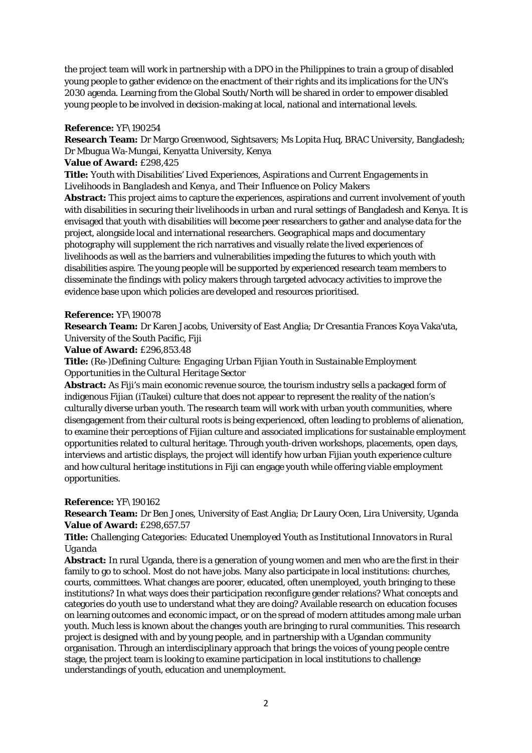the project team will work in partnership with a DPO in the Philippines to train a group of disabled young people to gather evidence on the enactment of their rights and its implications for the UN's 2030 agenda. Learning from the Global South/North will be shared in order to empower disabled young people to be involved in decision-making at local, national and international levels.

**Reference:** YF\190254

**Research Team:** Dr Margo Greenwood, Sightsavers; Ms Lopita Huq, BRAC University, Bangladesh; Dr Mbugua Wa-Mungai, Kenyatta University, Kenya

**Value of Award:** £298,425

**Title:** *Youth with Disabilities' Lived Experiences, Aspirations and Current Engagements in Livelihoods in Bangladesh and Kenya, and Their Influence on Policy Makers*

**Abstract:** This project aims to capture the experiences, aspirations and current involvement of youth with disabilities in securing their livelihoods in urban and rural settings of Bangladesh and Kenya. It is envisaged that youth with disabilities will become peer researchers to gather and analyse data for the project, alongside local and international researchers. Geographical maps and documentary photography will supplement the rich narratives and visually relate the lived experiences of livelihoods as well as the barriers and vulnerabilities impeding the futures to which youth with disabilities aspire. The young people will be supported by experienced research team members to disseminate the findings with policy makers through targeted advocacy activities to improve the evidence base upon which policies are developed and resources prioritised.

**Reference:** YF\190078

**Research Team:** Dr Karen Jacobs, University of East Anglia; Dr Cresantia Frances Koya Vaka'uta, University of the South Pacific, Fiji

**Value of Award:** £296,853.48

**Title:** *(Re-)Defining Culture: Engaging Urban Fijian Youth in Sustainable Employment Opportunities in the Cultural Heritage Sector*

**Abstract:** As Fiji's main economic revenue source, the tourism industry sells a packaged form of indigenous Fijian (iTaukei) culture that does not appear to represent the reality of the nation's culturally diverse urban youth. The research team will work with urban youth communities, where disengagement from their cultural roots is being experienced, often leading to problems of alienation, to examine their perceptions of Fijian culture and associated implications for sustainable employment opportunities related to cultural heritage. Through youth-driven workshops, placements, open days, interviews and artistic displays, the project will identify how urban Fijian youth experience culture and how cultural heritage institutions in Fiji can engage youth while offering viable employment opportunities.

**Reference:** YF\190162

**Research Team:** Dr Ben Jones, University of East Anglia; Dr Laury Ocen, Lira University, Uganda

**Value of Award:** £298,657.57

**Title:** *Challenging Categories: Educated Unemployed Youth as Institutional Innovators in Rural Uganda*

**Abstract:** In rural Uganda, there is a generation of young women and men who are the first in their family to go to school. Most do not have jobs. Many also participate in local institutions: churches, courts, committees. What changes are poorer, educated, often unemployed, youth bringing to these institutions? In what ways does their participation reconfigure gender relations? What concepts and categories do youth use to understand what they are doing? Available research on education focuses on learning outcomes and economic impact, or on the spread of modern attitudes among male urban youth. Much less is known about the changes youth are bringing to rural communities. This research project is designed with and by young people, and in partnership with a Ugandan community organisation. Through an interdisciplinary approach that brings the voices of young people centre stage, the project team is looking to examine participation in local institutions to challenge understandings of youth, education and unemployment.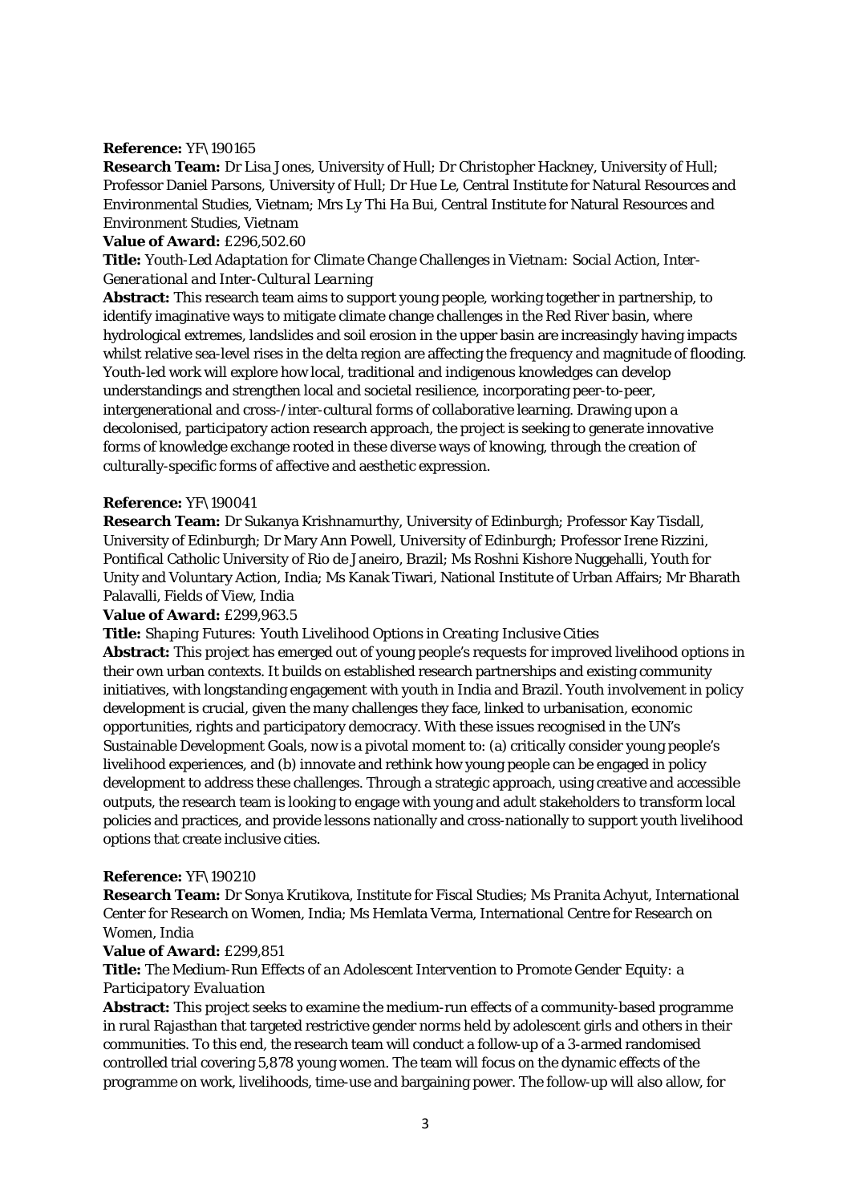**Reference:** YF\190165

**Research Team:** Dr Lisa Jones, University of Hull; Dr Christopher Hackney, University of Hull; Professor Daniel Parsons, University of Hull; Dr Hue Le, Central Institute for Natural Resources and Environmental Studies, Vietnam; Mrs Ly Thi Ha Bui, Central Institute for Natural Resources and Environment Studies, Vietnam

**Value of Award:** £296,502.60

**Title:** *Youth-Led Adaptation for Climate Change Challenges in Vietnam: Social Action, Inter-Generational and Inter-Cultural Learning*

**Abstract:** This research team aims to support young people, working together in partnership, to identify imaginative ways to mitigate climate change challenges in the Red River basin, where hydrological extremes, landslides and soil erosion in the upper basin are increasingly having impacts whilst relative sea-level rises in the delta region are affecting the frequency and magnitude of flooding. Youth-led work will explore how local, traditional and indigenous knowledges can develop understandings and strengthen local and societal resilience, incorporating peer-to-peer, intergenerational and cross-/inter-cultural forms of collaborative learning. Drawing upon a decolonised, participatory action research approach, the project is seeking to generate innovative forms of knowledge exchange rooted in these diverse ways of knowing, through the creation of culturally-specific forms of affective and aesthetic expression.

**Reference:** YF\190041

**Research Team:** Dr Sukanya Krishnamurthy, University of Edinburgh; Professor Kay Tisdall, University of Edinburgh; Dr Mary Ann Powell, University of Edinburgh; Professor Irene Rizzini, Pontifical Catholic University of Rio de Janeiro, Brazil; Ms Roshni Kishore Nuggehalli, Youth for Unity and Voluntary Action, India; Ms Kanak Tiwari, National Institute of Urban Affairs; Mr Bharath Palavalli, Fields of View, India

**Value of Award:** £299,963.5

**Title:** *Shaping Futures: Youth Livelihood Options in Creating Inclusive Cities*

**Abstract:** This project has emerged out of young people's requests for improved livelihood options in their own urban contexts. It builds on established research partnerships and existing community initiatives, with longstanding engagement with youth in India and Brazil. Youth involvement in policy development is crucial, given the many challenges they face, linked to urbanisation, economic opportunities, rights and participatory democracy. With these issues recognised in the UN's Sustainable Development Goals, now is a pivotal moment to: (a) critically consider young people's livelihood experiences, and (b) innovate and rethink how young people can be engaged in policy development to address these challenges. Through a strategic approach, using creative and accessible outputs, the research team is looking to engage with young and adult stakeholders to transform local policies and practices, and provide lessons nationally and cross-nationally to support youth livelihood options that create inclusive cities.

**Reference:** YF\190210

**Research Team:** Dr Sonya Krutikova, Institute for Fiscal Studies; Ms Pranita Achyut, International Center for Research on Women, India; Ms Hemlata Verma, International Centre for Research on Women, India

**Value of Award:** £299,851

**Title:** *The Medium-Run Effects of an Adolescent Intervention to Promote Gender Equity: a Participatory Evaluation*

**Abstract:** This project seeks to examine the medium-run effects of a community-based programme in rural Rajasthan that targeted restrictive gender norms held by adolescent girls and others in their communities. To this end, the research team will conduct a follow-up of a 3-armed randomised controlled trial covering 5,878 young women. The team will focus on the dynamic effects of the programme on work, livelihoods, time-use and bargaining power. The follow-up will also allow, for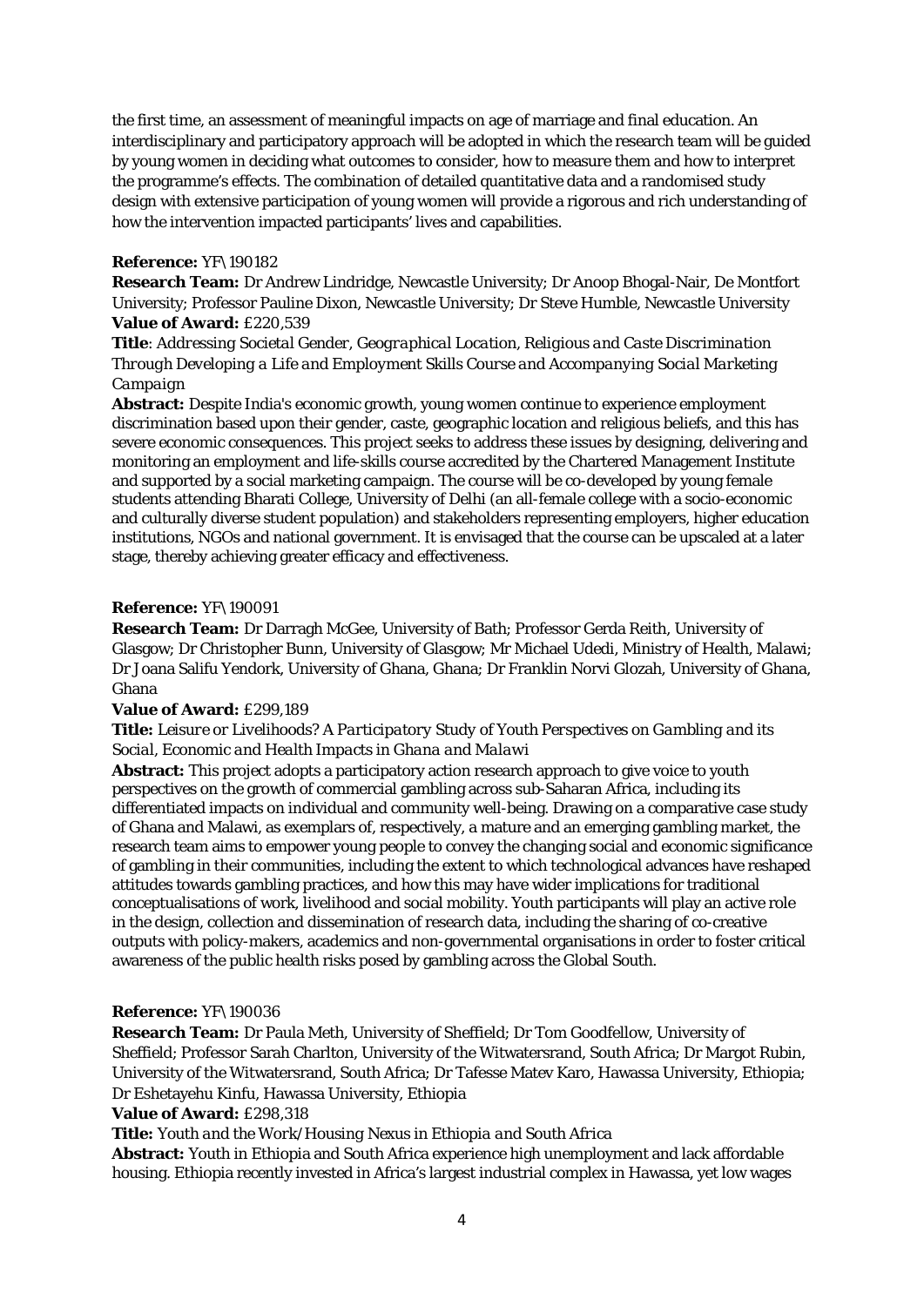the first time, an assessment of meaningful impacts on age of marriage and final education. An interdisciplinary and participatory approach will be adopted in which the research team will be guided by young women in deciding what outcomes to consider, how to measure them and how to interpret the programme's effects. The combination of detailed quantitative data and a randomised study design with extensive participation of young women will provide a rigorous and rich understanding of how the intervention impacted participants' lives and capabilities.

**Reference:** YF\190182
**Research Team:** Dr Andrew Lindridge, Newcastle University; Dr Anoop Bhogal-Nair, De Montfort University; Professor Pauline Dixon, Newcastle University; Dr Steve Humble, Newcastle University
**Value of Award:** £220,539
**Title**: *Addressing Societal Gender, Geographical Location, Religious and Caste Discrimination Through Developing a Life and Employment Skills Course and Accompanying Social Marketing Campaign*
**Abstract:** Despite India's economic growth, young women continue to experience employment discrimination based upon their gender, caste, geographic location and religious beliefs, and this has severe economic consequences. This project seeks to address these issues by designing, delivering and monitoring an employment and life-skills course accredited by the Chartered Management Institute and supported by a social marketing campaign. The course will be co-developed by young female students attending Bharati College, University of Delhi (an all-female college with a socio-economic and culturally diverse student population) and stakeholders representing employers, higher education institutions, NGOs and national government. It is envisaged that the course can be upscaled at a later stage, thereby achieving greater efficacy and effectiveness.

**Reference:** YF\190091
**Research Team:** Dr Darragh McGee, University of Bath; Professor Gerda Reith, University of Glasgow; Dr Christopher Bunn, University of Glasgow; Mr Michael Udedi, Ministry of Health, Malawi; Dr Joana Salifu Yendork, University of Ghana, Ghana; Dr Franklin Norvi Glozah, University of Ghana, Ghana
**Value of Award:** £299,189
**Title:** *Leisure or Livelihoods? A Participatory Study of Youth Perspectives on Gambling and its Social, Economic and Health Impacts in Ghana and Malawi*
**Abstract:** This project adopts a participatory action research approach to give voice to youth perspectives on the growth of commercial gambling across sub-Saharan Africa, including its differentiated impacts on individual and community well-being. Drawing on a comparative case study of Ghana and Malawi, as exemplars of, respectively, a mature and an emerging gambling market, the research team aims to empower young people to convey the changing social and economic significance of gambling in their communities, including the extent to which technological advances have reshaped attitudes towards gambling practices, and how this may have wider implications for traditional conceptualisations of work, livelihood and social mobility. Youth participants will play an active role in the design, collection and dissemination of research data, including the sharing of co-creative outputs with policy-makers, academics and non-governmental organisations in order to foster critical awareness of the public health risks posed by gambling across the Global South.

**Reference:** YF\190036
**Research Team:** Dr Paula Meth, University of Sheffield; Dr Tom Goodfellow, University of Sheffield; Professor Sarah Charlton, University of the Witwatersrand, South Africa; Dr Margot Rubin, University of the Witwatersrand, South Africa; Dr Tafesse Matev Karo, Hawassa University, Ethiopia; Dr Eshetayehu Kinfu, Hawassa University, Ethiopia
**Value of Award:** £298,318
**Title:** *Youth and the Work/Housing Nexus in Ethiopia and South Africa*
**Abstract:** Youth in Ethiopia and South Africa experience high unemployment and lack affordable housing. Ethiopia recently invested in Africa's largest industrial complex in Hawassa, yet low wages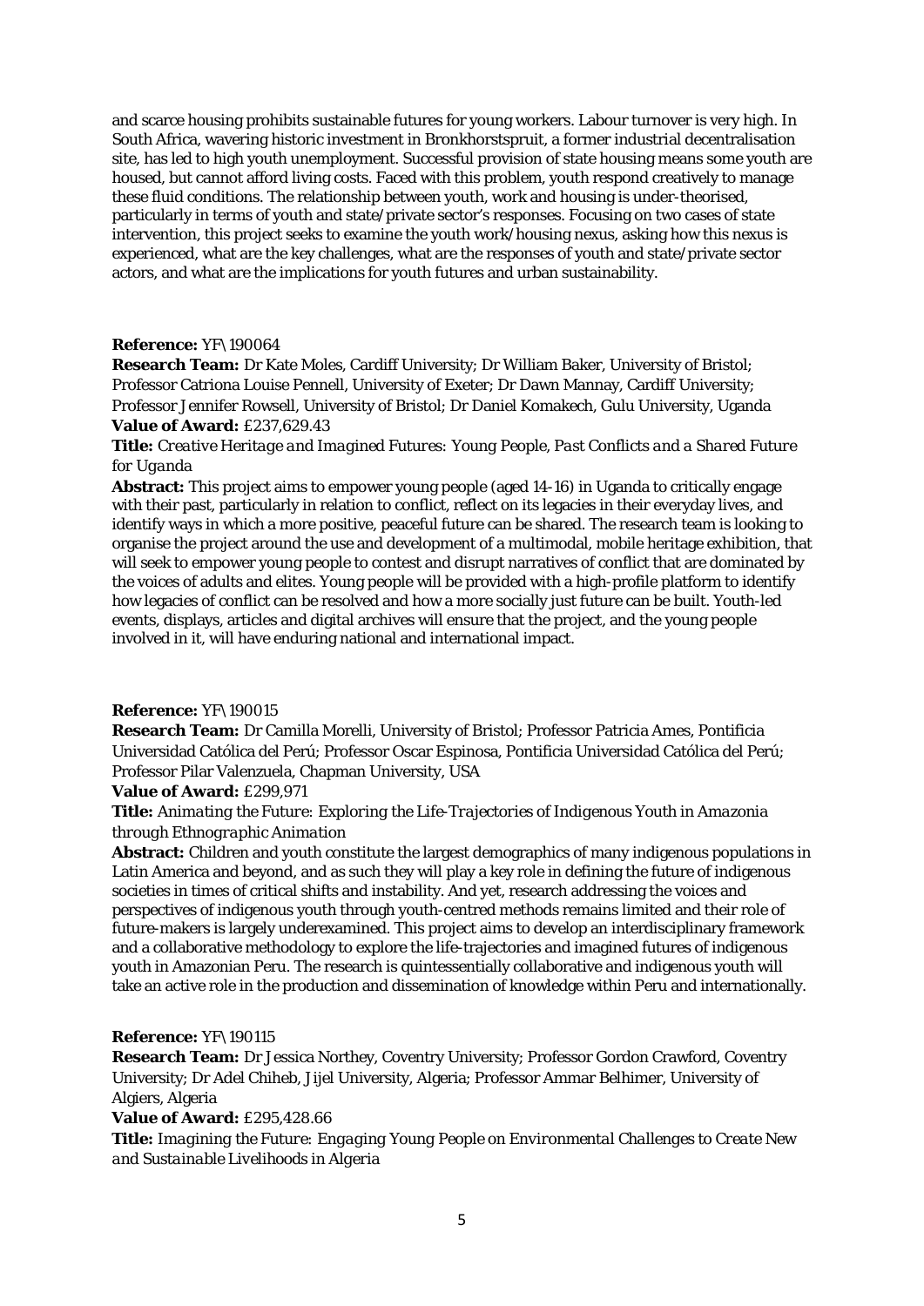and scarce housing prohibits sustainable futures for young workers. Labour turnover is very high. In South Africa, wavering historic investment in Bronkhorstspruit, a former industrial decentralisation site, has led to high youth unemployment. Successful provision of state housing means some youth are housed, but cannot afford living costs. Faced with this problem, youth respond creatively to manage these fluid conditions. The relationship between youth, work and housing is under-theorised, particularly in terms of youth and state/private sector's responses. Focusing on two cases of state intervention, this project seeks to examine the youth work/housing nexus, asking how this nexus is experienced, what are the key challenges, what are the responses of youth and state/private sector actors, and what are the implications for youth futures and urban sustainability.

**Reference:** YF\190064
**Research Team:** Dr Kate Moles, Cardiff University; Dr William Baker, University of Bristol; Professor Catriona Louise Pennell, University of Exeter; Dr Dawn Mannay, Cardiff University; Professor Jennifer Rowsell, University of Bristol; Dr Daniel Komakech, Gulu University, Uganda
**Value of Award:** £237,629.43
**Title:** *Creative Heritage and Imagined Futures: Young People, Past Conflicts and a Shared Future for Uganda*
**Abstract:** This project aims to empower young people (aged 14-16) in Uganda to critically engage with their past, particularly in relation to conflict, reflect on its legacies in their everyday lives, and identify ways in which a more positive, peaceful future can be shared. The research team is looking to organise the project around the use and development of a multimodal, mobile heritage exhibition, that will seek to empower young people to contest and disrupt narratives of conflict that are dominated by the voices of adults and elites. Young people will be provided with a high-profile platform to identify how legacies of conflict can be resolved and how a more socially just future can be built. Youth-led events, displays, articles and digital archives will ensure that the project, and the young people involved in it, will have enduring national and international impact.

**Reference:** YF\190015
**Research Team:** Dr Camilla Morelli, University of Bristol; Professor Patricia Ames, Pontificia Universidad Católica del Perú; Professor Oscar Espinosa, Pontificia Universidad Católica del Perú; Professor Pilar Valenzuela, Chapman University, USA
**Value of Award:** £299,971
**Title:** *Animating the Future: Exploring the Life-Trajectories of Indigenous Youth in Amazonia through Ethnographic Animation*
**Abstract:** Children and youth constitute the largest demographics of many indigenous populations in Latin America and beyond, and as such they will play a key role in defining the future of indigenous societies in times of critical shifts and instability. And yet, research addressing the voices and perspectives of indigenous youth through youth-centred methods remains limited and their role of future-makers is largely underexamined. This project aims to develop an interdisciplinary framework and a collaborative methodology to explore the life-trajectories and imagined futures of indigenous youth in Amazonian Peru. The research is quintessentially collaborative and indigenous youth will take an active role in the production and dissemination of knowledge within Peru and internationally.

**Reference:** YF\190115
**Research Team:** Dr Jessica Northey, Coventry University; Professor Gordon Crawford, Coventry University; Dr Adel Chiheb, Jijel University, Algeria; Professor Ammar Belhimer, University of Algiers, Algeria
**Value of Award:** £295,428.66
**Title:** *Imagining the Future: Engaging Young People on Environmental Challenges to Create New and Sustainable Livelihoods in Algeria*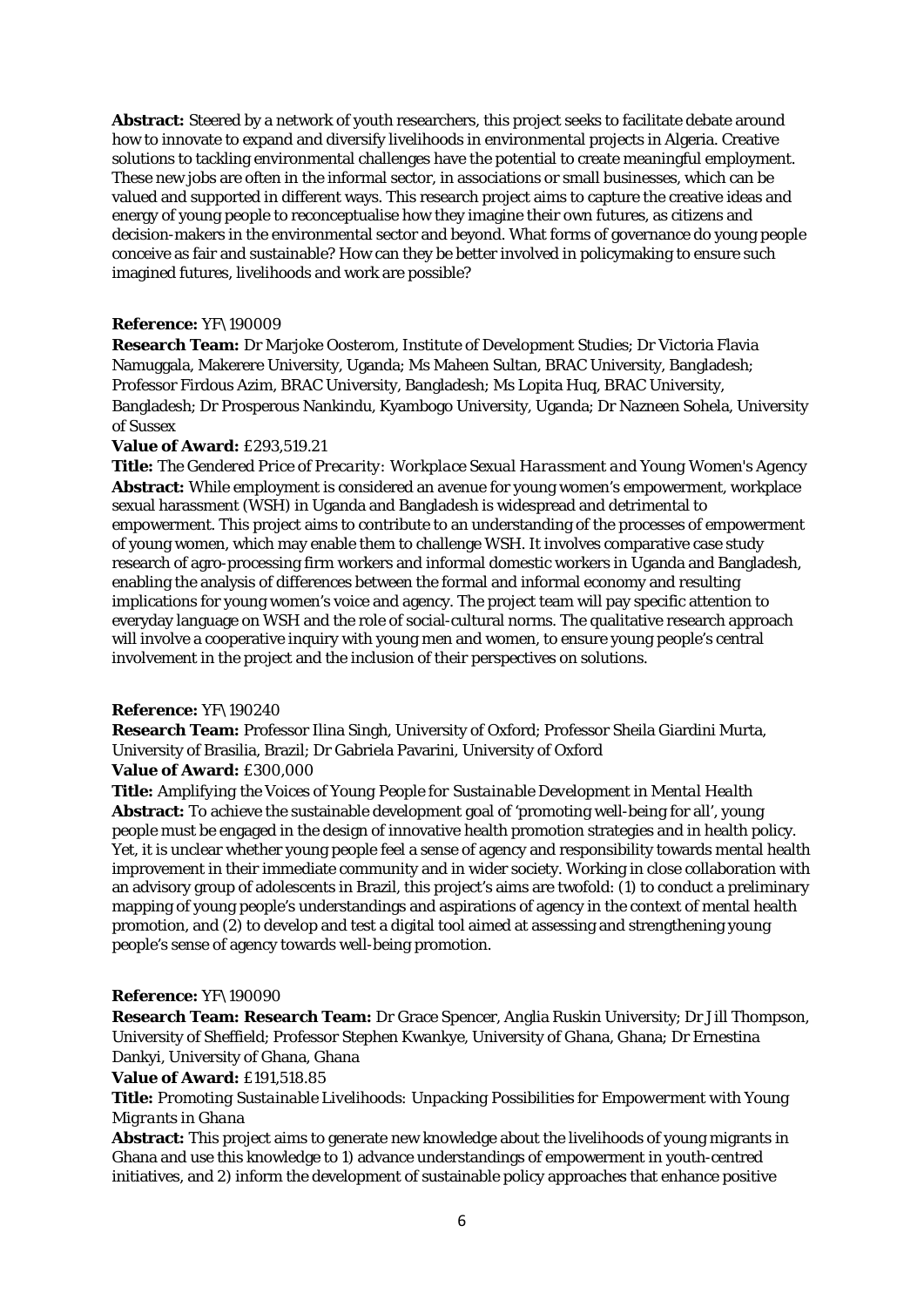**Abstract:** Steered by a network of youth researchers, this project seeks to facilitate debate around how to innovate to expand and diversify livelihoods in environmental projects in Algeria. Creative solutions to tackling environmental challenges have the potential to create meaningful employment. These new jobs are often in the informal sector, in associations or small businesses, which can be valued and supported in different ways. This research project aims to capture the creative ideas and energy of young people to reconceptualise how they imagine their own futures, as citizens and decision-makers in the environmental sector and beyond. What forms of governance do young people conceive as fair and sustainable? How can they be better involved in policymaking to ensure such imagined futures, livelihoods and work are possible?

**Reference:** YF\190009
**Research Team:** Dr Marjoke Oosterom, Institute of Development Studies; Dr Victoria Flavia Namuggala, Makerere University, Uganda; Ms Maheen Sultan, BRAC University, Bangladesh; Professor Firdous Azim, BRAC University, Bangladesh; Ms Lopita Huq, BRAC University, Bangladesh; Dr Prosperous Nankindu, Kyambogo University, Uganda; Dr Nazneen Sohela, University of Sussex
**Value of Award:** £293,519.21
**Title:** *The Gendered Price of Precarity: Workplace Sexual Harassment and Young Women's Agency*
**Abstract:** While employment is considered an avenue for young women's empowerment, workplace sexual harassment (WSH) in Uganda and Bangladesh is widespread and detrimental to empowerment. This project aims to contribute to an understanding of the processes of empowerment of young women, which may enable them to challenge WSH. It involves comparative case study research of agro-processing firm workers and informal domestic workers in Uganda and Bangladesh, enabling the analysis of differences between the formal and informal economy and resulting implications for young women's voice and agency. The project team will pay specific attention to everyday language on WSH and the role of social-cultural norms. The qualitative research approach will involve a cooperative inquiry with young men and women, to ensure young people's central involvement in the project and the inclusion of their perspectives on solutions.

**Reference:** YF\190240
**Research Team:** Professor Ilina Singh, University of Oxford; Professor Sheila Giardini Murta, University of Brasilia, Brazil; Dr Gabriela Pavarini, University of Oxford
**Value of Award:** £300,000
**Title:** *Amplifying the Voices of Young People for Sustainable Development in Mental Health*
**Abstract:** To achieve the sustainable development goal of 'promoting well-being for all', young people must be engaged in the design of innovative health promotion strategies and in health policy. Yet, it is unclear whether young people feel a sense of agency and responsibility towards mental health improvement in their immediate community and in wider society. Working in close collaboration with an advisory group of adolescents in Brazil, this project's aims are twofold: (1) to conduct a preliminary mapping of young people's understandings and aspirations of agency in the context of mental health promotion, and (2) to develop and test a digital tool aimed at assessing and strengthening young people's sense of agency towards well-being promotion.

**Reference:** YF\190090
**Research Team: Research Team:** Dr Grace Spencer, Anglia Ruskin University; Dr Jill Thompson, University of Sheffield; Professor Stephen Kwankye, University of Ghana, Ghana; Dr Ernestina Dankyi, University of Ghana, Ghana
**Value of Award:** £191,518.85
**Title:** *Promoting Sustainable Livelihoods: Unpacking Possibilities for Empowerment with Young Migrants in Ghana*
**Abstract:** This project aims to generate new knowledge about the livelihoods of young migrants in Ghana and use this knowledge to 1) advance understandings of empowerment in youth-centred initiatives, and 2) inform the development of sustainable policy approaches that enhance positive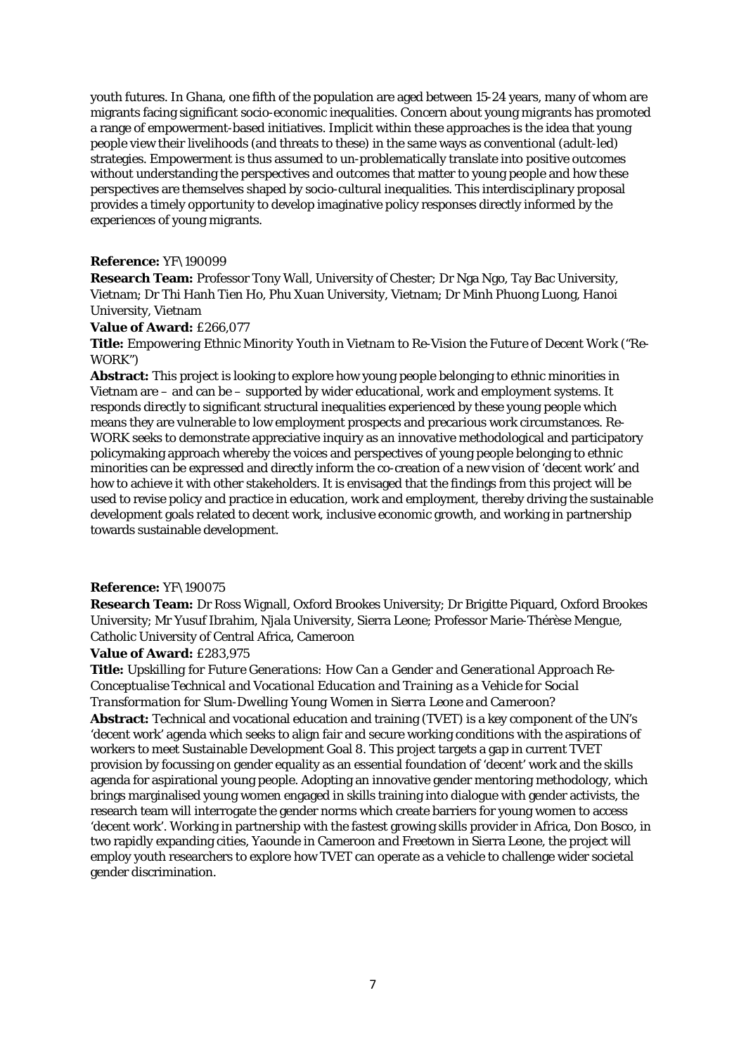youth futures. In Ghana, one fifth of the population are aged between 15-24 years, many of whom are migrants facing significant socio-economic inequalities. Concern about young migrants has promoted a range of empowerment-based initiatives. Implicit within these approaches is the idea that young people view their livelihoods (and threats to these) in the same ways as conventional (adult-led) strategies. Empowerment is thus assumed to un-problematically translate into positive outcomes without understanding the perspectives and outcomes that matter to young people and how these perspectives are themselves shaped by socio-cultural inequalities. This interdisciplinary proposal provides a timely opportunity to develop imaginative policy responses directly informed by the experiences of young migrants.

**Reference:** YF\190099
**Research Team:** Professor Tony Wall, University of Chester; Dr Nga Ngo, Tay Bac University, Vietnam; Dr Thi Hanh Tien Ho, Phu Xuan University, Vietnam; Dr Minh Phuong Luong, Hanoi University, Vietnam
**Value of Award:** £266,077
**Title:** *Empowering Ethnic Minority Youth in Vietnam to Re-Vision the Future of Decent Work* ("Re-WORK")
**Abstract:** This project is looking to explore how young people belonging to ethnic minorities in Vietnam are – and can be – supported by wider educational, work and employment systems. It responds directly to significant structural inequalities experienced by these young people which means they are vulnerable to low employment prospects and precarious work circumstances. Re-WORK seeks to demonstrate appreciative inquiry as an innovative methodological and participatory policymaking approach whereby the voices and perspectives of young people belonging to ethnic minorities can be expressed and directly inform the co-creation of a new vision of 'decent work' and how to achieve it with other stakeholders. It is envisaged that the findings from this project will be used to revise policy and practice in education, work and employment, thereby driving the sustainable development goals related to decent work, inclusive economic growth, and working in partnership towards sustainable development.

**Reference:** YF\190075
**Research Team:** Dr Ross Wignall, Oxford Brookes University; Dr Brigitte Piquard, Oxford Brookes University; Mr Yusuf Ibrahim, Njala University, Sierra Leone; Professor Marie-Thérèse Mengue, Catholic University of Central Africa, Cameroon
**Value of Award:** £283,975
**Title:** *Upskilling for Future Generations: How Can a Gender and Generational Approach Re-Conceptualise Technical and Vocational Education and Training as a Vehicle for Social Transformation for Slum-Dwelling Young Women in Sierra Leone and Cameroon?*
**Abstract:** Technical and vocational education and training (TVET) is a key component of the UN's 'decent work' agenda which seeks to align fair and secure working conditions with the aspirations of workers to meet Sustainable Development Goal 8. This project targets a gap in current TVET provision by focussing on gender equality as an essential foundation of 'decent' work and the skills agenda for aspirational young people. Adopting an innovative gender mentoring methodology, which brings marginalised young women engaged in skills training into dialogue with gender activists, the research team will interrogate the gender norms which create barriers for young women to access 'decent work'. Working in partnership with the fastest growing skills provider in Africa, Don Bosco, in two rapidly expanding cities, Yaounde in Cameroon and Freetown in Sierra Leone, the project will employ youth researchers to explore how TVET can operate as a vehicle to challenge wider societal gender discrimination.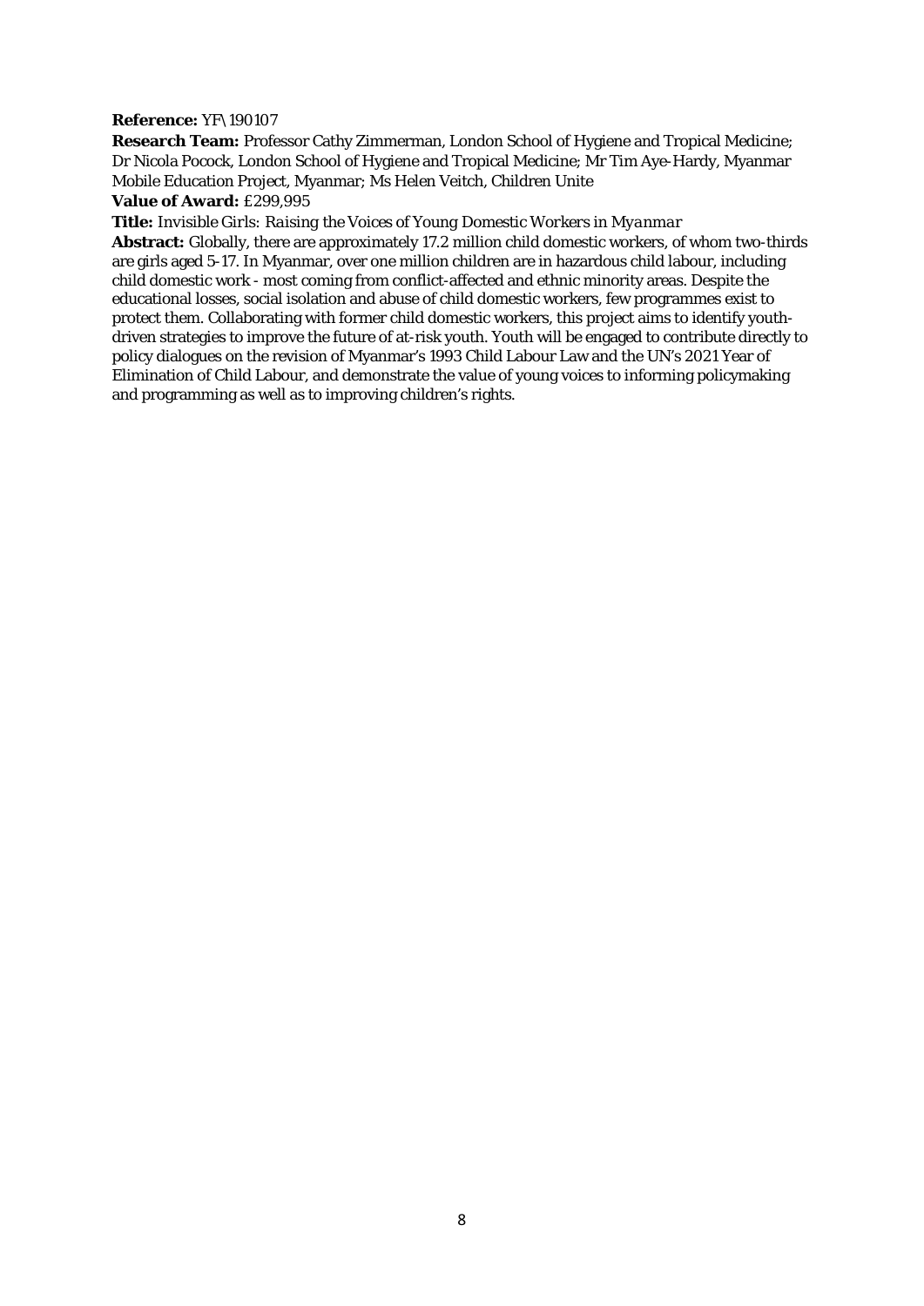**Reference:** YF\190107

**Research Team:** Professor Cathy Zimmerman, London School of Hygiene and Tropical Medicine; Dr Nicola Pocock, London School of Hygiene and Tropical Medicine; Mr Tim Aye-Hardy, Myanmar Mobile Education Project, Myanmar; Ms Helen Veitch, Children Unite

**Value of Award:** £299,995

**Title:** *Invisible Girls: Raising the Voices of Young Domestic Workers in Myanmar*

**Abstract:** Globally, there are approximately 17.2 million child domestic workers, of whom two-thirds are girls aged 5-17. In Myanmar, over one million children are in hazardous child labour, including child domestic work - most coming from conflict-affected and ethnic minority areas. Despite the educational losses, social isolation and abuse of child domestic workers, few programmes exist to protect them. Collaborating with former child domestic workers, this project aims to identify youth-driven strategies to improve the future of at-risk youth. Youth will be engaged to contribute directly to policy dialogues on the revision of Myanmar's 1993 Child Labour Law and the UN's 2021 Year of Elimination of Child Labour, and demonstrate the value of young voices to informing policymaking and programming as well as to improving children's rights.